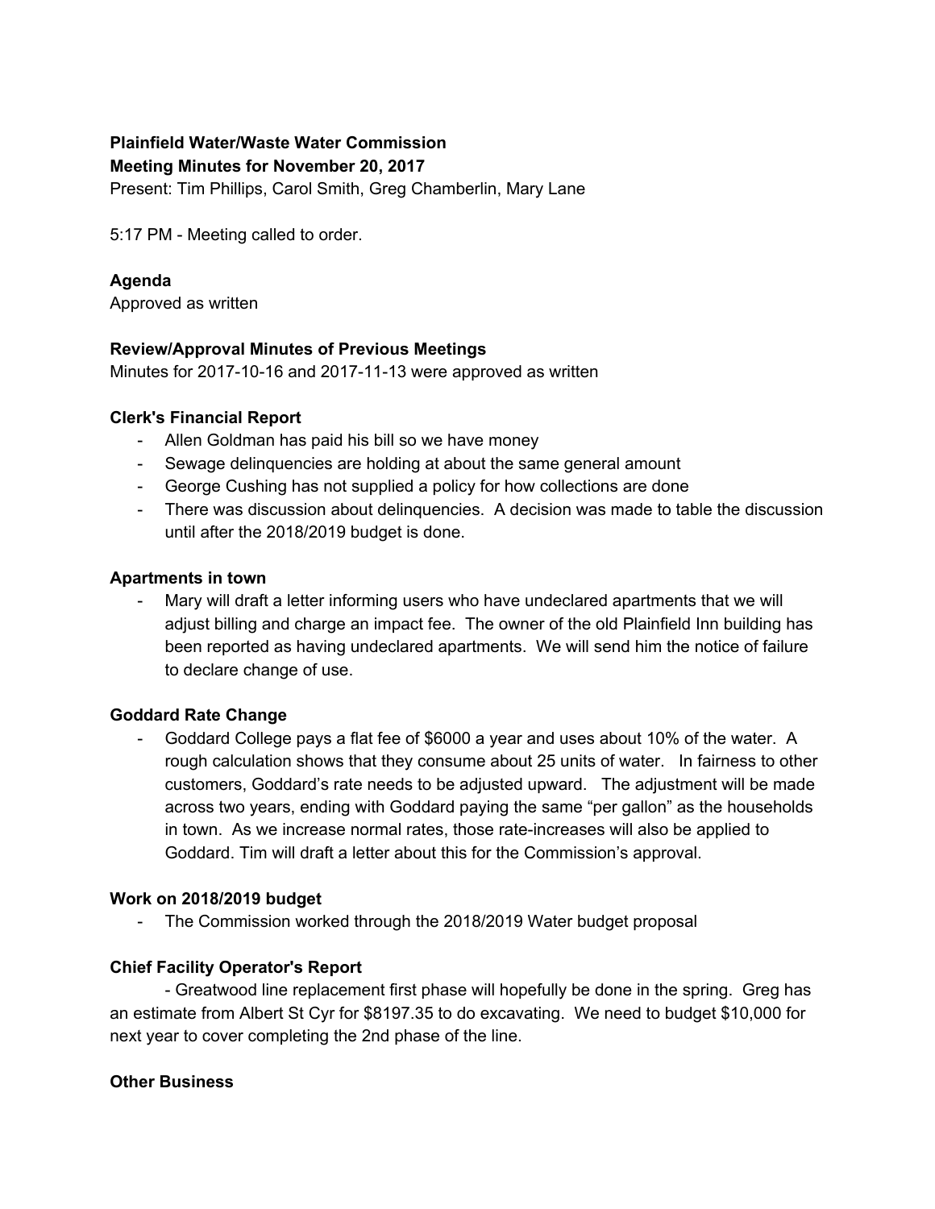**Plainfield Water/Waste Water Commission**
**Meeting Minutes for November 20, 2017**
Present: Tim Phillips, Carol Smith, Greg Chamberlin, Mary Lane

5:17 PM - Meeting called to order.

### Agenda

Approved as written

### Review/Approval Minutes of Previous Meetings

Minutes for 2017-10-16 and 2017-11-13 were approved as written

### Clerk's Financial Report

- Allen Goldman has paid his bill so we have money
- Sewage delinquencies are holding at about the same general amount
- George Cushing has not supplied a policy for how collections are done
- There was discussion about delinquencies. A decision was made to table the discussion until after the 2018/2019 budget is done.

### Apartments in town

- Mary will draft a letter informing users who have undeclared apartments that we will adjust billing and charge an impact fee. The owner of the old Plainfield Inn building has been reported as having undeclared apartments. We will send him the notice of failure to declare change of use.

### Goddard Rate Change

- Goddard College pays a flat fee of $6000 a year and uses about 10% of the water. A rough calculation shows that they consume about 25 units of water. In fairness to other customers, Goddard's rate needs to be adjusted upward. The adjustment will be made across two years, ending with Goddard paying the same "per gallon" as the households in town. As we increase normal rates, those rate-increases will also be applied to Goddard. Tim will draft a letter about this for the Commission's approval.

### Work on 2018/2019 budget

- The Commission worked through the 2018/2019 Water budget proposal

### Chief Facility Operator's Report

- Greatwood line replacement first phase will hopefully be done in the spring. Greg has an estimate from Albert St Cyr for $8197.35 to do excavating. We need to budget $10,000 for next year to cover completing the 2nd phase of the line.

### Other Business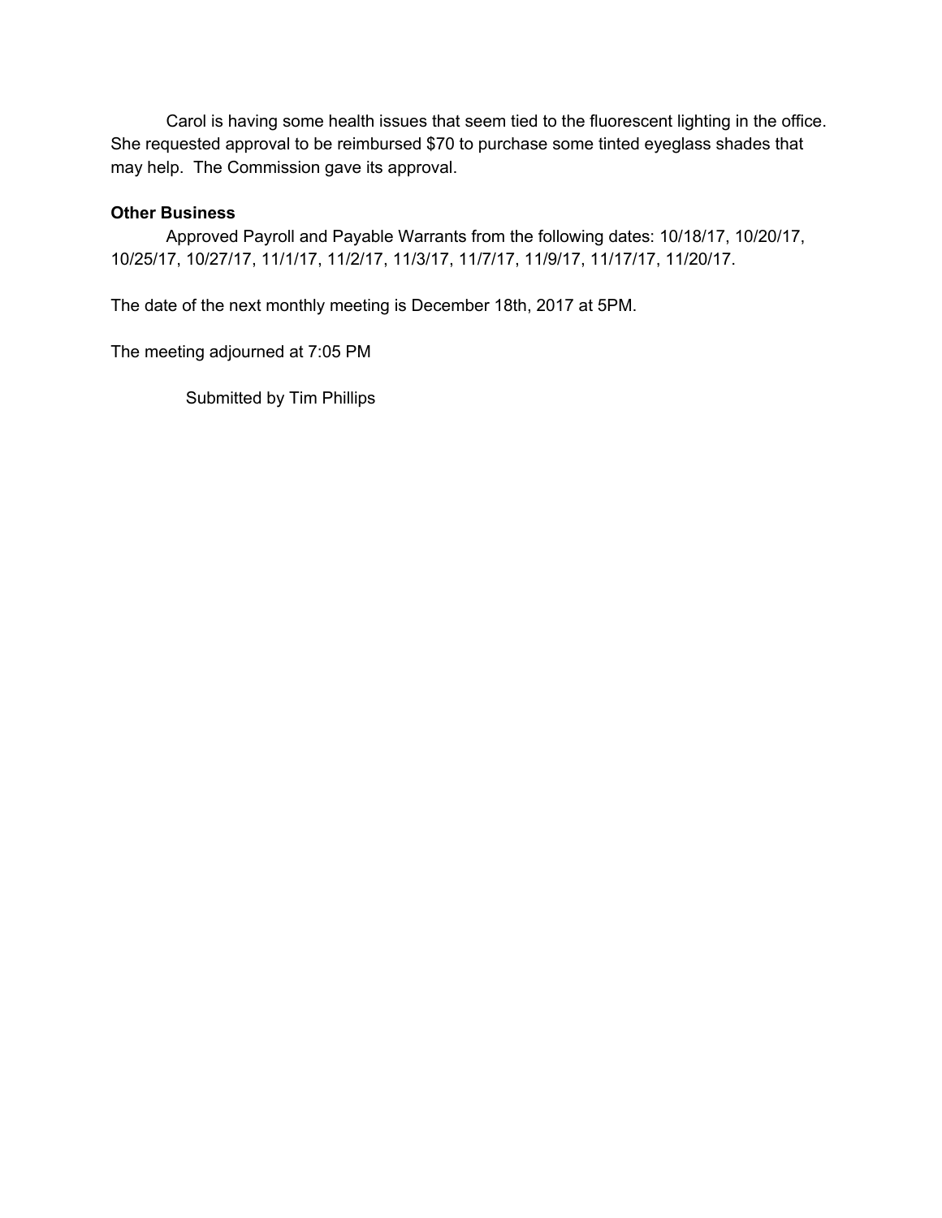Carol is having some health issues that seem tied to the fluorescent lighting in the office. She requested approval to be reimbursed $70 to purchase some tinted eyeglass shades that may help. The Commission gave its approval.

**Other Business**

Approved Payroll and Payable Warrants from the following dates: 10/18/17, 10/20/17, 10/25/17, 10/27/17, 11/1/17, 11/2/17, 11/3/17, 11/7/17, 11/9/17, 11/17/17, 11/20/17.

The date of the next monthly meeting is December 18th, 2017 at 5PM.

The meeting adjourned at 7:05 PM

Submitted by Tim Phillips